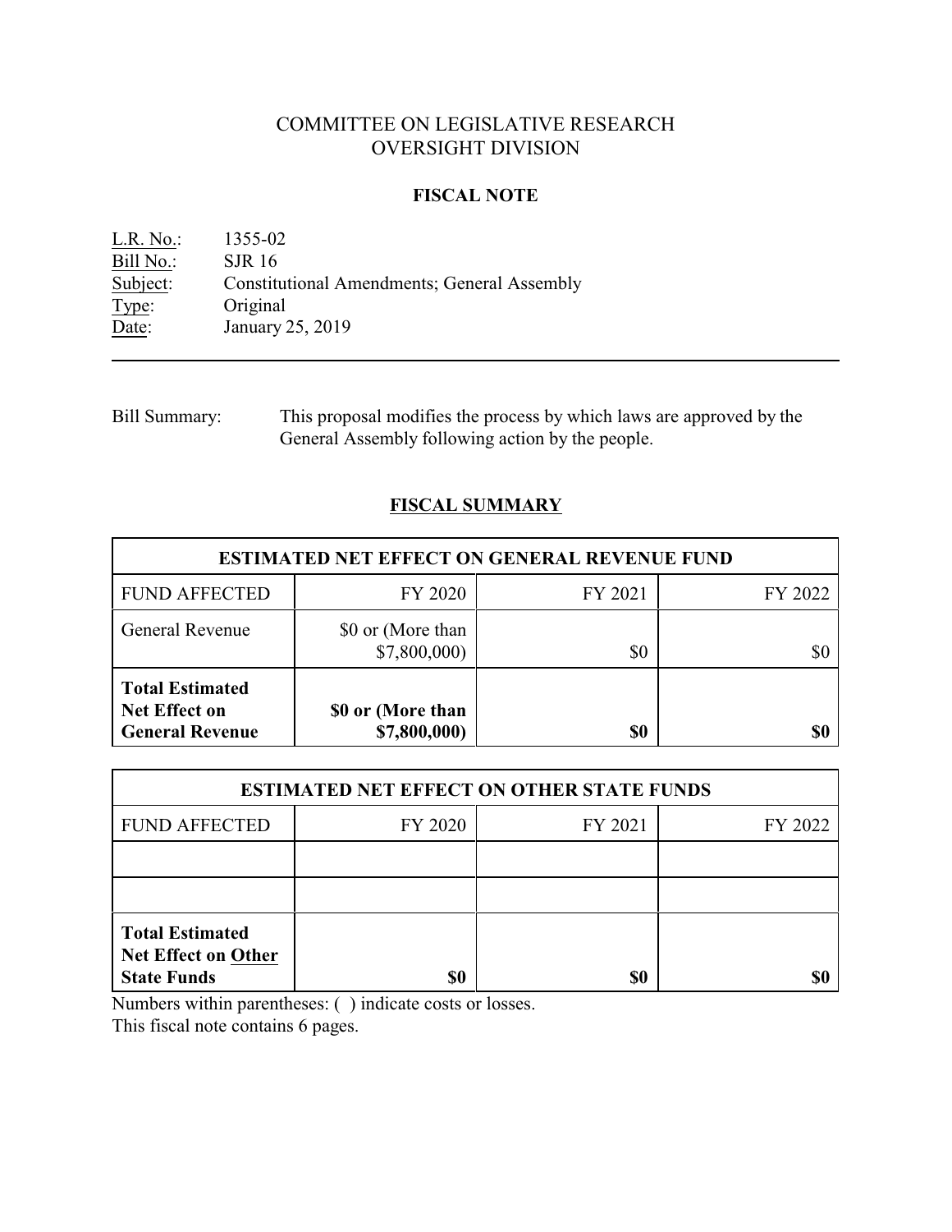# COMMITTEE ON LEGISLATIVE RESEARCH
# OVERSIGHT DIVISION

## FISCAL NOTE

L.R. No.: 1355-02
Bill No.: SJR 16
Subject: Constitutional Amendments; General Assembly
Type: Original
Date: January 25, 2019

---

Bill Summary: This proposal modifies the process by which laws are approved by the General Assembly following action by the people.

## FISCAL SUMMARY

| ESTIMATED NET EFFECT ON GENERAL REVENUE FUND | | | |
|---|---|---|---|
| FUND AFFECTED | FY 2020 | FY 2021 | FY 2022 |
| General Revenue | \$0 or (More than \$7,800,000) | \$0 | \$0 |
| **Total Estimated Net Effect on General Revenue** | **\$0 or (More than \$7,800,000)** | **\$0** | **\$0** |

| ESTIMATED NET EFFECT ON OTHER STATE FUNDS | | | |
|---|---|---|---|
| FUND AFFECTED | FY 2020 | FY 2021 | FY 2022 |
| | | | |
| | | | |
| **Total Estimated Net Effect on Other State Funds** | **\$0** | **\$0** | **\$0** |

Numbers within parentheses: ( ) indicate costs or losses.
This fiscal note contains 6 pages.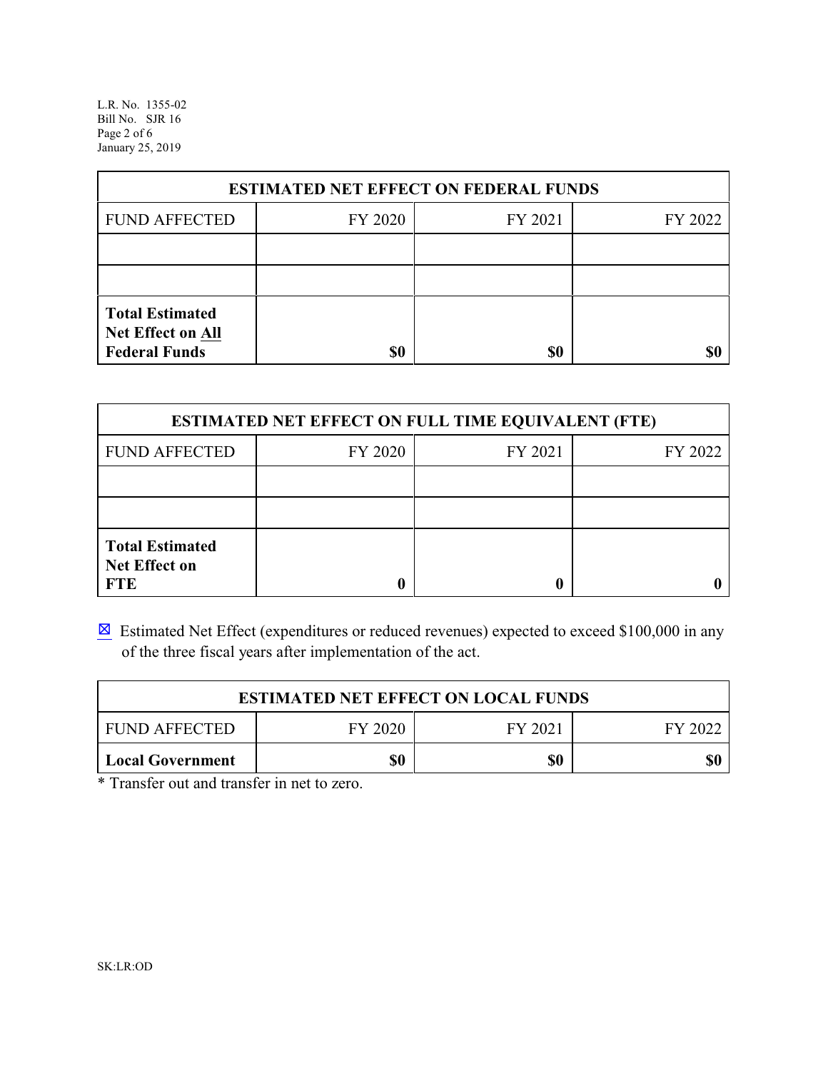| ESTIMATED NET EFFECT ON FEDERAL FUNDS | | | |
|---|---|---|---|
| FUND AFFECTED | FY 2020 | FY 2021 | FY 2022 |
| | | | |
| | | | |
| **Total Estimated Net Effect on All Federal Funds** | **$0** | **$0** | **$0** |

| ESTIMATED NET EFFECT ON FULL TIME EQUIVALENT (FTE) | | | |
|---|---|---|---|
| FUND AFFECTED | FY 2020 | FY 2021 | FY 2022 |
| | | | |
| | | | |
| **Total Estimated Net Effect on FTE** | **0** | **0** | **0** |

☒ Estimated Net Effect (expenditures or reduced revenues) expected to exceed $100,000 in any of the three fiscal years after implementation of the act.

| ESTIMATED NET EFFECT ON LOCAL FUNDS | | | |
|---|---|---|---|
| FUND AFFECTED | FY 2020 | FY 2021 | FY 2022 |
| **Local Government** | **$0** | **$0** | **$0** |

* Transfer out and transfer in net to zero.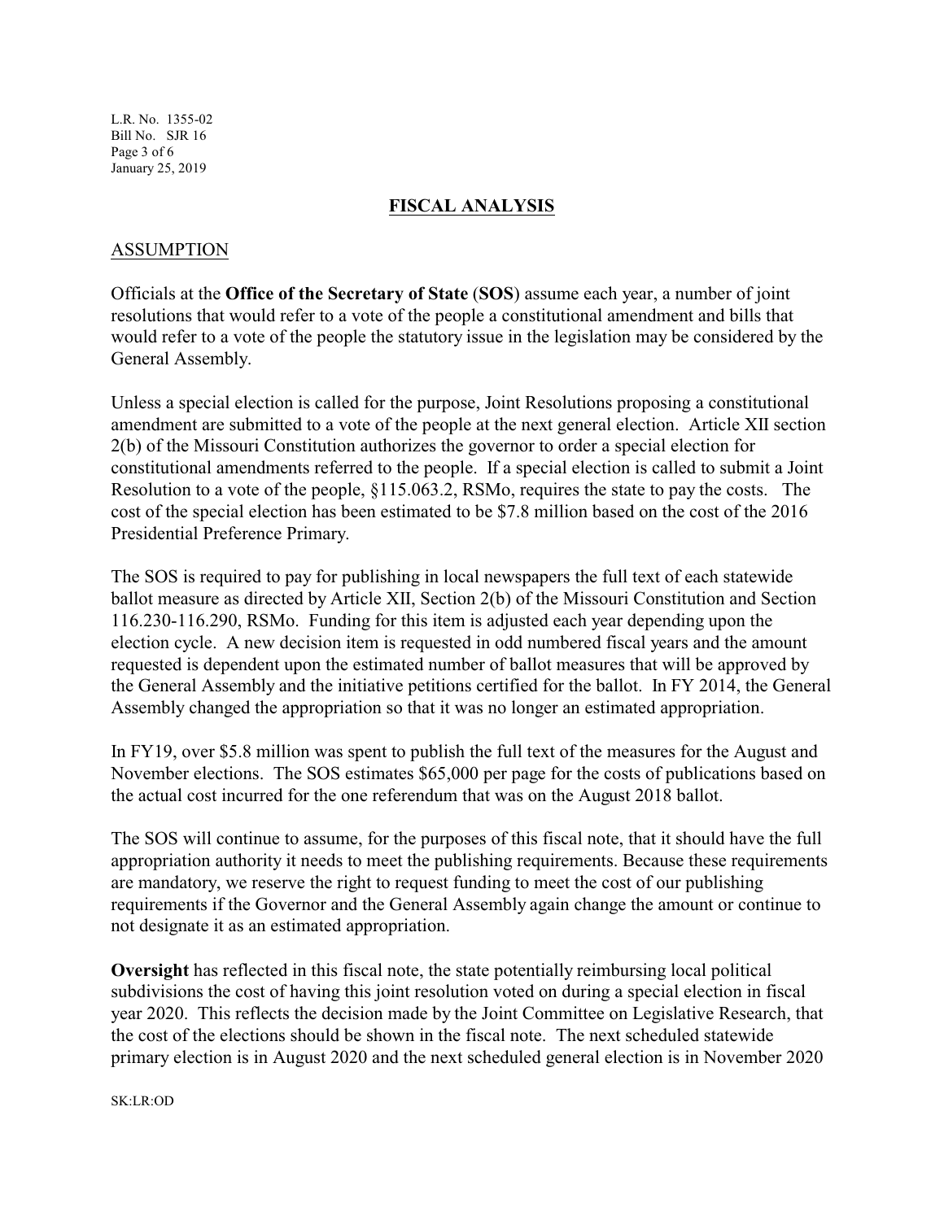## FISCAL ANALYSIS

### ASSUMPTION

Officials at the **Office of the Secretary of State** (**SOS**) assume each year, a number of joint resolutions that would refer to a vote of the people a constitutional amendment and bills that would refer to a vote of the people the statutory issue in the legislation may be considered by the General Assembly.

Unless a special election is called for the purpose, Joint Resolutions proposing a constitutional amendment are submitted to a vote of the people at the next general election. Article XII section 2(b) of the Missouri Constitution authorizes the governor to order a special election for constitutional amendments referred to the people. If a special election is called to submit a Joint Resolution to a vote of the people, §115.063.2, RSMo, requires the state to pay the costs. The cost of the special election has been estimated to be $7.8 million based on the cost of the 2016 Presidential Preference Primary.

The SOS is required to pay for publishing in local newspapers the full text of each statewide ballot measure as directed by Article XII, Section 2(b) of the Missouri Constitution and Section 116.230-116.290, RSMo. Funding for this item is adjusted each year depending upon the election cycle. A new decision item is requested in odd numbered fiscal years and the amount requested is dependent upon the estimated number of ballot measures that will be approved by the General Assembly and the initiative petitions certified for the ballot. In FY 2014, the General Assembly changed the appropriation so that it was no longer an estimated appropriation.

In FY19, over $5.8 million was spent to publish the full text of the measures for the August and November elections. The SOS estimates $65,000 per page for the costs of publications based on the actual cost incurred for the one referendum that was on the August 2018 ballot.

The SOS will continue to assume, for the purposes of this fiscal note, that it should have the full appropriation authority it needs to meet the publishing requirements. Because these requirements are mandatory, we reserve the right to request funding to meet the cost of our publishing requirements if the Governor and the General Assembly again change the amount or continue to not designate it as an estimated appropriation.

**Oversight** has reflected in this fiscal note, the state potentially reimbursing local political subdivisions the cost of having this joint resolution voted on during a special election in fiscal year 2020. This reflects the decision made by the Joint Committee on Legislative Research, that the cost of the elections should be shown in the fiscal note. The next scheduled statewide primary election is in August 2020 and the next scheduled general election is in November 2020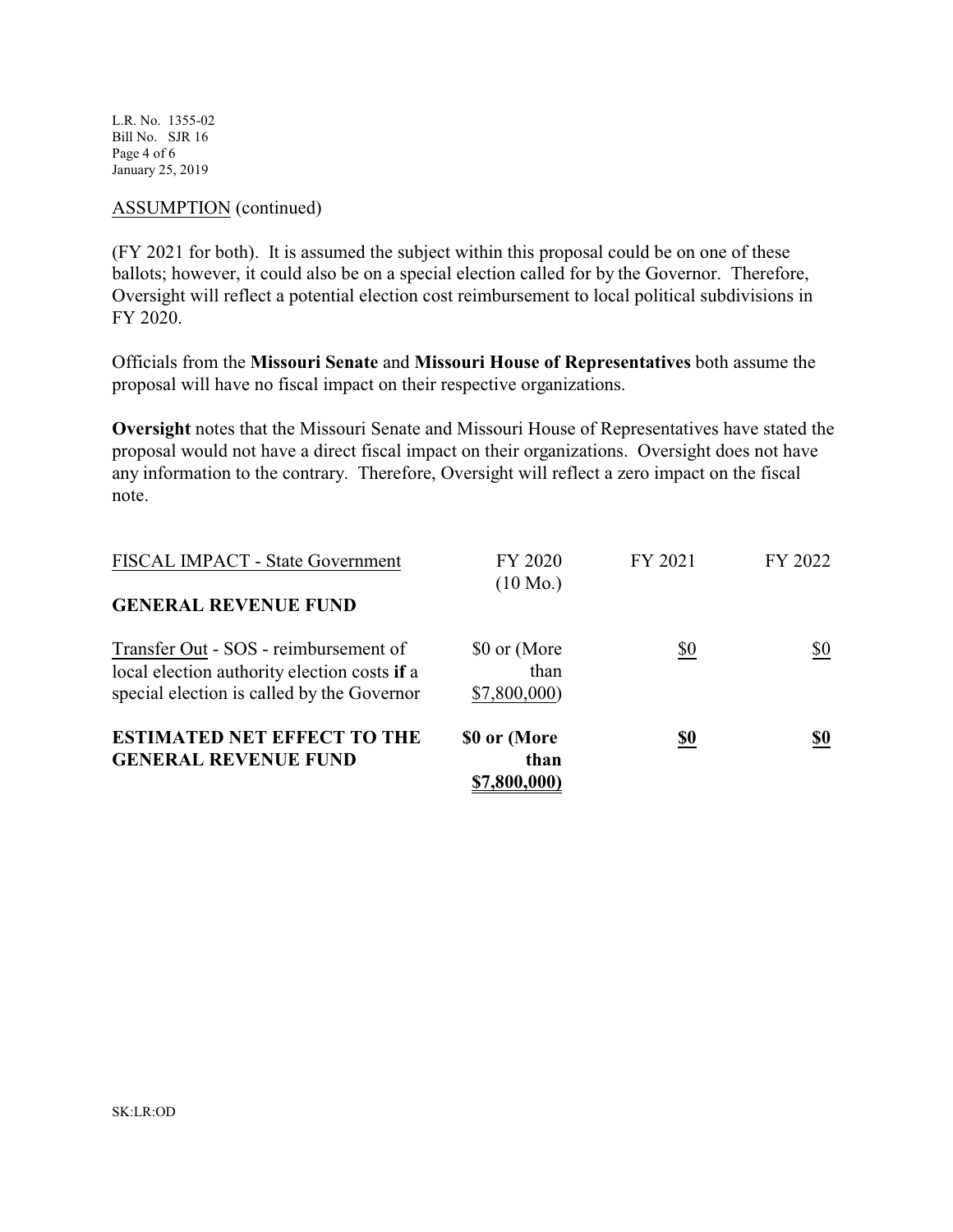ASSUMPTION (continued)

(FY 2021 for both). It is assumed the subject within this proposal could be on one of these ballots; however, it could also be on a special election called for by the Governor. Therefore, Oversight will reflect a potential election cost reimbursement to local political subdivisions in FY 2020.

Officials from the **Missouri Senate** and **Missouri House of Representatives** both assume the proposal will have no fiscal impact on their respective organizations.

**Oversight** notes that the Missouri Senate and Missouri House of Representatives have stated the proposal would not have a direct fiscal impact on their organizations. Oversight does not have any information to the contrary. Therefore, Oversight will reflect a zero impact on the fiscal note.

| FISCAL IMPACT - State Government | FY 2020 (10 Mo.) | FY 2021 | FY 2022 |
|---|---|---|---|
| **GENERAL REVENUE FUND** | | | |
| Transfer Out - SOS - reimbursement of local election authority election costs **if** a special election is called by the Governor | $0 or (More than $7,800,000) | $0 | $0 |
| **ESTIMATED NET EFFECT TO THE GENERAL REVENUE FUND** | **$0 or (More than $7,800,000)** | **$0** | **$0** |

SK:LR:OD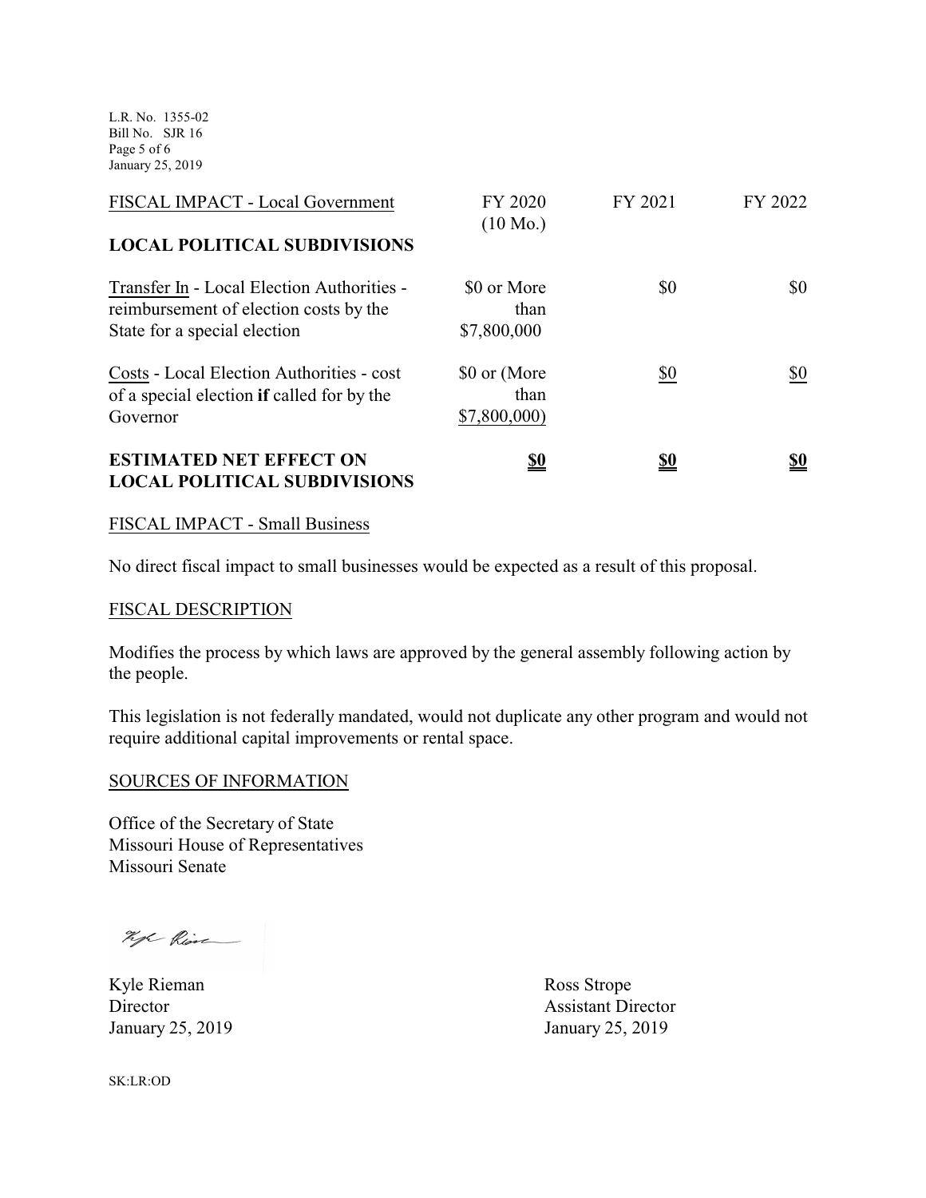| FISCAL IMPACT - Local Government | FY 2020 (10 Mo.) | FY 2021 | FY 2022 |
|---|---|---|---|
| **LOCAL POLITICAL SUBDIVISIONS** | | | |
| Transfer In - Local Election Authorities - reimbursement of election costs by the State for a special election | $0 or More than $7,800,000 | $0 | $0 |
| Costs - Local Election Authorities - cost of a special election **if** called for by the Governor | $0 or (More than $7,800,000) | $0 | $0 |
| **ESTIMATED NET EFFECT ON LOCAL POLITICAL SUBDIVISIONS** | **$0** | **$0** | **$0** |

## FISCAL IMPACT - Small Business

No direct fiscal impact to small businesses would be expected as a result of this proposal.

## FISCAL DESCRIPTION

Modifies the process by which laws are approved by the general assembly following action by the people.

This legislation is not federally mandated, would not duplicate any other program and would not require additional capital improvements or rental space.

## SOURCES OF INFORMATION

Office of the Secretary of State
Missouri House of Representatives
Missouri Senate

Kyle Rieman
Director
January 25, 2019

Ross Strope
Assistant Director
January 25, 2019

SK:LR:OD